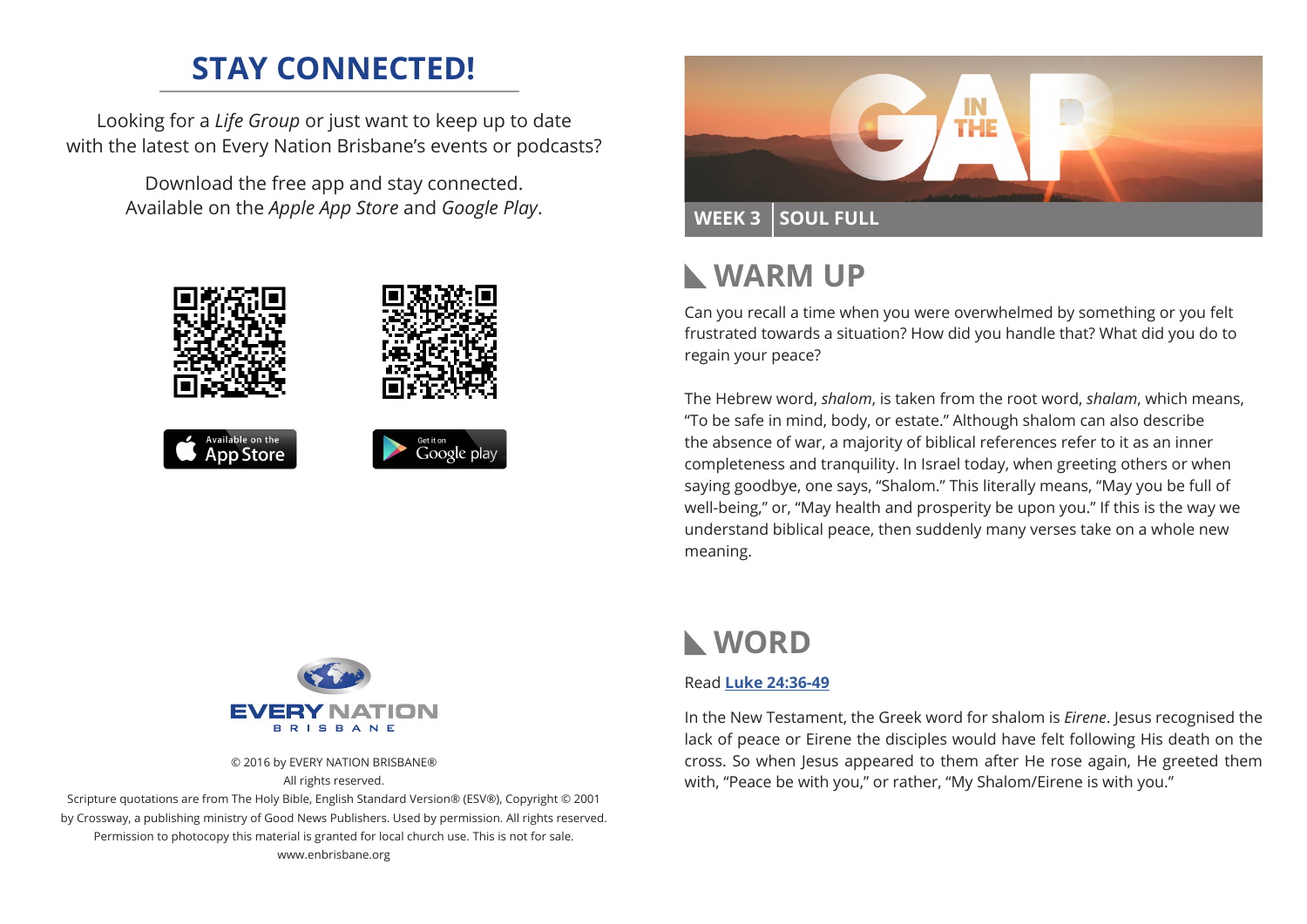## STAY CONNECTED!

Looking for a *Life Group* or just want to keep up to date with the latest on Every Nation Brisbane's events or podcasts?

Download the free app and stay connected. Available on the *Apple App Store* and *Google Play*.

Available on the App Store

Get it on Google play

EVERY NATION BRISBANE

© 2016 by EVERY NATION BRISBANE®
All rights reserved.
Scripture quotations are from The Holy Bible, English Standard Version® (ESV®), Copyright © 2001 by Crossway, a publishing ministry of Good News Publishers. Used by permission. All rights reserved.
Permission to photocopy this material is granted for local church use. This is not for sale.
www.enbrisbane.org

# IN THE GAP

**WEEK 3 | SOUL FULL**

## WARM UP

Can you recall a time when you were overwhelmed by something or you felt frustrated towards a situation? How did you handle that? What did you do to regain your peace?

The Hebrew word, *shalom*, is taken from the root word, *shalam*, which means, "To be safe in mind, body, or estate." Although shalom can also describe the absence of war, a majority of biblical references refer to it as an inner completeness and tranquility. In Israel today, when greeting others or when saying goodbye, one says, "Shalom." This literally means, "May you be full of well-being," or, "May health and prosperity be upon you." If this is the way we understand biblical peace, then suddenly many verses take on a whole new meaning.

## WORD

Read **Luke 24:36-49**

In the New Testament, the Greek word for shalom is *Eirene*. Jesus recognised the lack of peace or Eirene the disciples would have felt following His death on the cross. So when Jesus appeared to them after He rose again, He greeted them with, "Peace be with you," or rather, "My Shalom/Eirene is with you."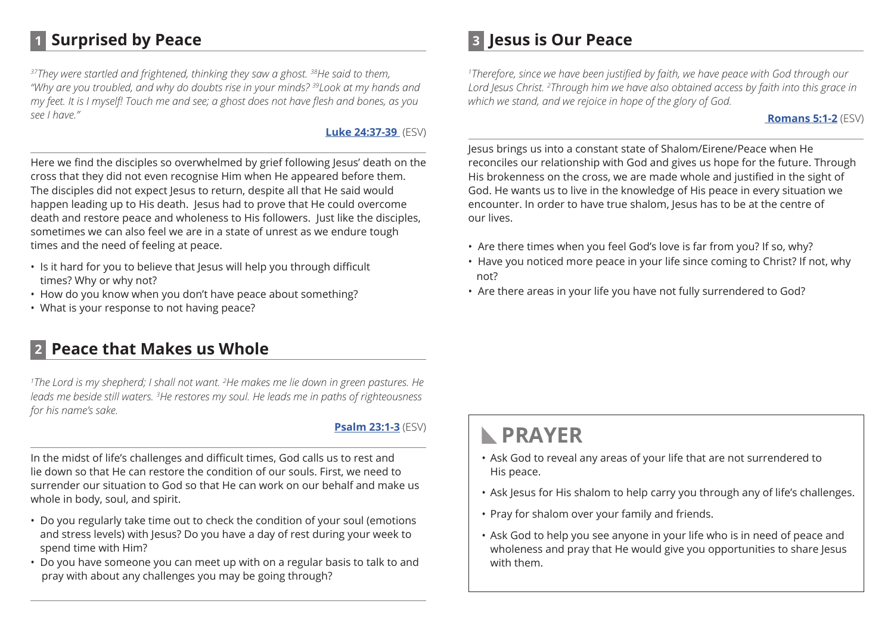## 1 Surprised by Peace

*[37]They were startled and frightened, thinking they saw a ghost. [38]He said to them, "Why are you troubled, and why do doubts rise in your minds? [39]Look at my hands and my feet. It is I myself! Touch me and see; a ghost does not have flesh and bones, as you see I have."*

**Luke 24:37-39** (ESV)

Here we find the disciples so overwhelmed by grief following Jesus' death on the cross that they did not even recognise Him when He appeared before them. The disciples did not expect Jesus to return, despite all that He said would happen leading up to His death. Jesus had to prove that He could overcome death and restore peace and wholeness to His followers. Just like the disciples, sometimes we can also feel we are in a state of unrest as we endure tough times and the need of feeling at peace.

- Is it hard for you to believe that Jesus will help you through difficult times? Why or why not?
- How do you know when you don't have peace about something?
- What is your response to not having peace?

## 2 Peace that Makes us Whole

*[1]The Lord is my shepherd; I shall not want. [2]He makes me lie down in green pastures. He leads me beside still waters. [3]He restores my soul. He leads me in paths of righteousness for his name's sake.*

**Psalm 23:1-3** (ESV)

In the midst of life's challenges and difficult times, God calls us to rest and lie down so that He can restore the condition of our souls. First, we need to surrender our situation to God so that He can work on our behalf and make us whole in body, soul, and spirit.

- Do you regularly take time out to check the condition of your soul (emotions and stress levels) with Jesus? Do you have a day of rest during your week to spend time with Him?
- Do you have someone you can meet up with on a regular basis to talk to and pray with about any challenges you may be going through?

## 3 Jesus is Our Peace

*[1]Therefore, since we have been justified by faith, we have peace with God through our Lord Jesus Christ. [2]Through him we have also obtained access by faith into this grace in which we stand, and we rejoice in hope of the glory of God.*

**Romans 5:1-2** (ESV)

Jesus brings us into a constant state of Shalom/Eirene/Peace when He reconciles our relationship with God and gives us hope for the future. Through His brokenness on the cross, we are made whole and justified in the sight of God. He wants us to live in the knowledge of His peace in every situation we encounter. In order to have true shalom, Jesus has to be at the centre of our lives.

- Are there times when you feel God's love is far from you? If so, why?
- Have you noticed more peace in your life since coming to Christ? If not, why not?
- Are there areas in your life you have not fully surrendered to God?

## PRAYER

- Ask God to reveal any areas of your life that are not surrendered to His peace.
- Ask Jesus for His shalom to help carry you through any of life's challenges.
- Pray for shalom over your family and friends.
- Ask God to help you see anyone in your life who is in need of peace and wholeness and pray that He would give you opportunities to share Jesus with them.